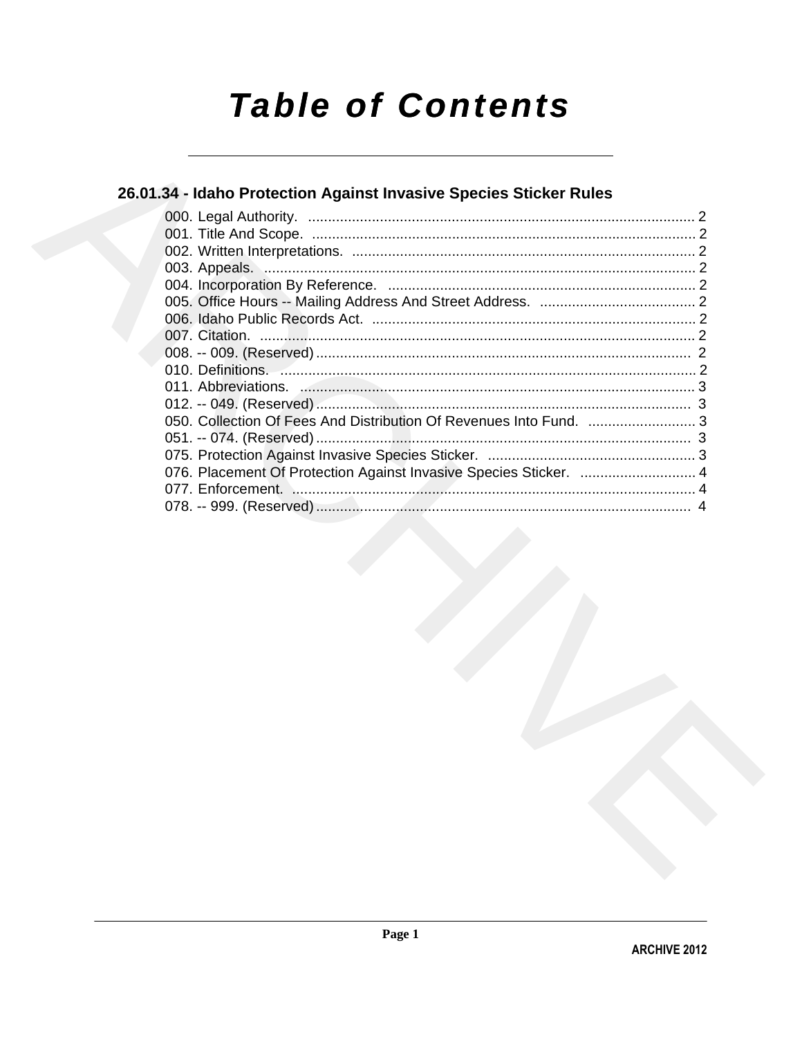# Table of Contents

## 26.01.34 - Idaho Protection Against Invasive Species Sticker Rules

000. Legal Authority. ........ 2
001. Title And Scope. ........ 2
002. Written Interpretations. ........ 2
003. Appeals. ........ 2
004. Incorporation By Reference. ........ 2
005. Office Hours -- Mailing Address And Street Address. ........ 2
006. Idaho Public Records Act. ........ 2
007. Citation. ........ 2
008. -- 009. (Reserved) ........ 2
010. Definitions. ........ 2
011. Abbreviations. ........ 3
012. -- 049. (Reserved) ........ 3
050. Collection Of Fees And Distribution Of Revenues Into Fund. ........ 3
051. -- 074. (Reserved) ........ 3
075. Protection Against Invasive Species Sticker. ........ 3
076. Placement Of Protection Against Invasive Species Sticker. ........ 4
077. Enforcement. ........ 4
078. -- 999. (Reserved) ........ 4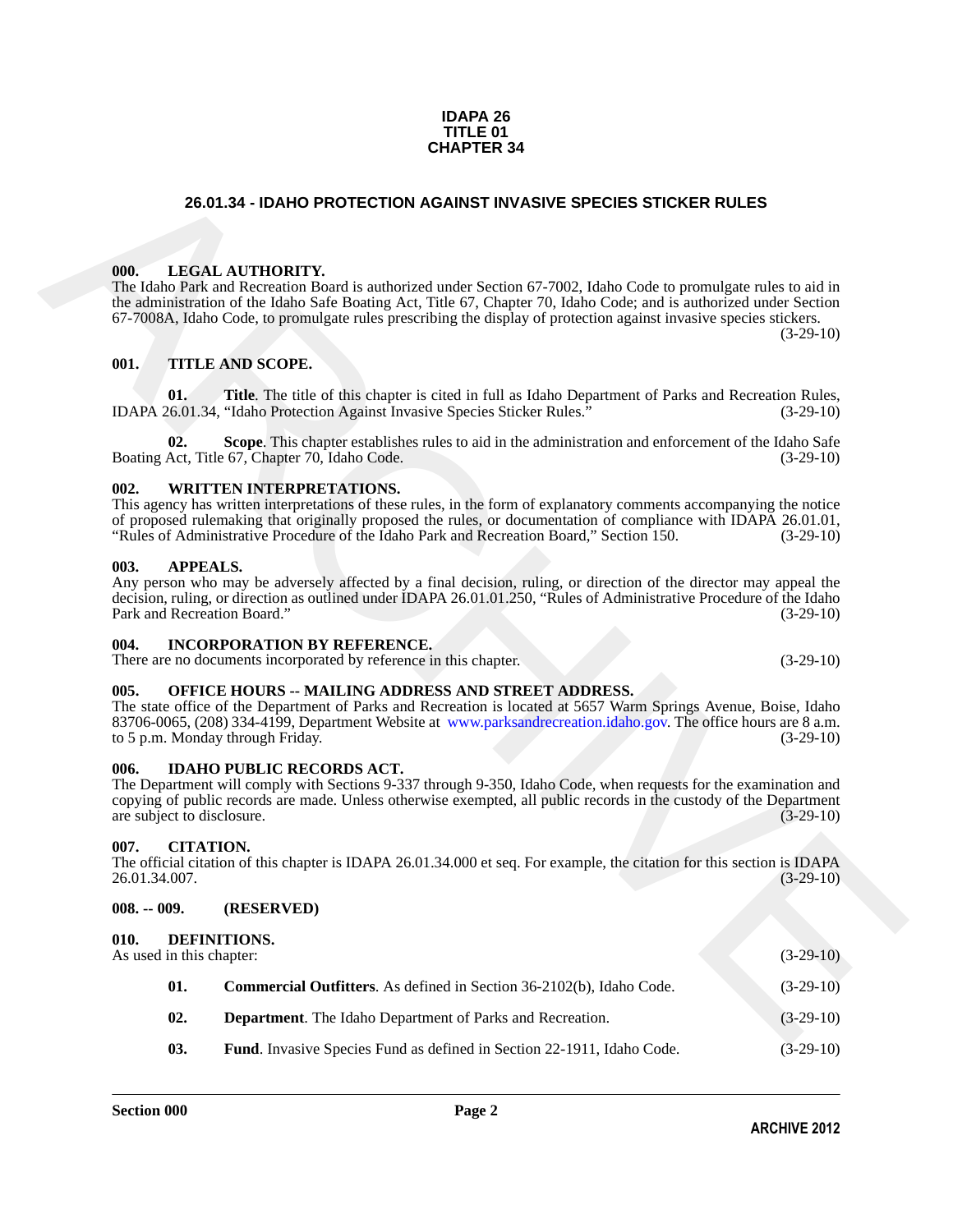**IDAPA 26**
**TITLE 01**
**CHAPTER 34**

# 26.01.34 - IDAHO PROTECTION AGAINST INVASIVE SPECIES STICKER RULES

### 000. LEGAL AUTHORITY.

The Idaho Park and Recreation Board is authorized under Section 67-7002, Idaho Code to promulgate rules to aid in the administration of the Idaho Safe Boating Act, Title 67, Chapter 70, Idaho Code; and is authorized under Section 67-7008A, Idaho Code, to promulgate rules prescribing the display of protection against invasive species stickers. (3-29-10)

### 001. TITLE AND SCOPE.

**01. Title**. The title of this chapter is cited in full as Idaho Department of Parks and Recreation Rules, IDAPA 26.01.34, "Idaho Protection Against Invasive Species Sticker Rules." (3-29-10)

**02. Scope**. This chapter establishes rules to aid in the administration and enforcement of the Idaho Safe Boating Act, Title 67, Chapter 70, Idaho Code. (3-29-10)

### 002. WRITTEN INTERPRETATIONS.

This agency has written interpretations of these rules, in the form of explanatory comments accompanying the notice of proposed rulemaking that originally proposed the rules, or documentation of compliance with IDAPA 26.01.01, "Rules of Administrative Procedure of the Idaho Park and Recreation Board," Section 150. (3-29-10)

### 003. APPEALS.

Any person who may be adversely affected by a final decision, ruling, or direction of the director may appeal the decision, ruling, or direction as outlined under IDAPA 26.01.01.250, "Rules of Administrative Procedure of the Idaho Park and Recreation Board." (3-29-10)

### 004. INCORPORATION BY REFERENCE.

There are no documents incorporated by reference in this chapter. (3-29-10)

### 005. OFFICE HOURS -- MAILING ADDRESS AND STREET ADDRESS.

The state office of the Department of Parks and Recreation is located at 5657 Warm Springs Avenue, Boise, Idaho 83706-0065, (208) 334-4199, Department Website at www.parksandrecreation.idaho.gov. The office hours are 8 a.m. to 5 p.m. Monday through Friday. (3-29-10)

### 006. IDAHO PUBLIC RECORDS ACT.

The Department will comply with Sections 9-337 through 9-350, Idaho Code, when requests for the examination and copying of public records are made. Unless otherwise exempted, all public records in the custody of the Department are subject to disclosure. (3-29-10)

### 007. CITATION.

The official citation of this chapter is IDAPA 26.01.34.000 et seq. For example, the citation for this section is IDAPA 26.01.34.007. (3-29-10)

### 008. -- 009. (RESERVED)

### 010. DEFINITIONS.

As used in this chapter: (3-29-10)

**01. Commercial Outfitters**. As defined in Section 36-2102(b), Idaho Code. (3-29-10)

**02. Department**. The Idaho Department of Parks and Recreation. (3-29-10)

**03. Fund**. Invasive Species Fund as defined in Section 22-1911, Idaho Code. (3-29-10)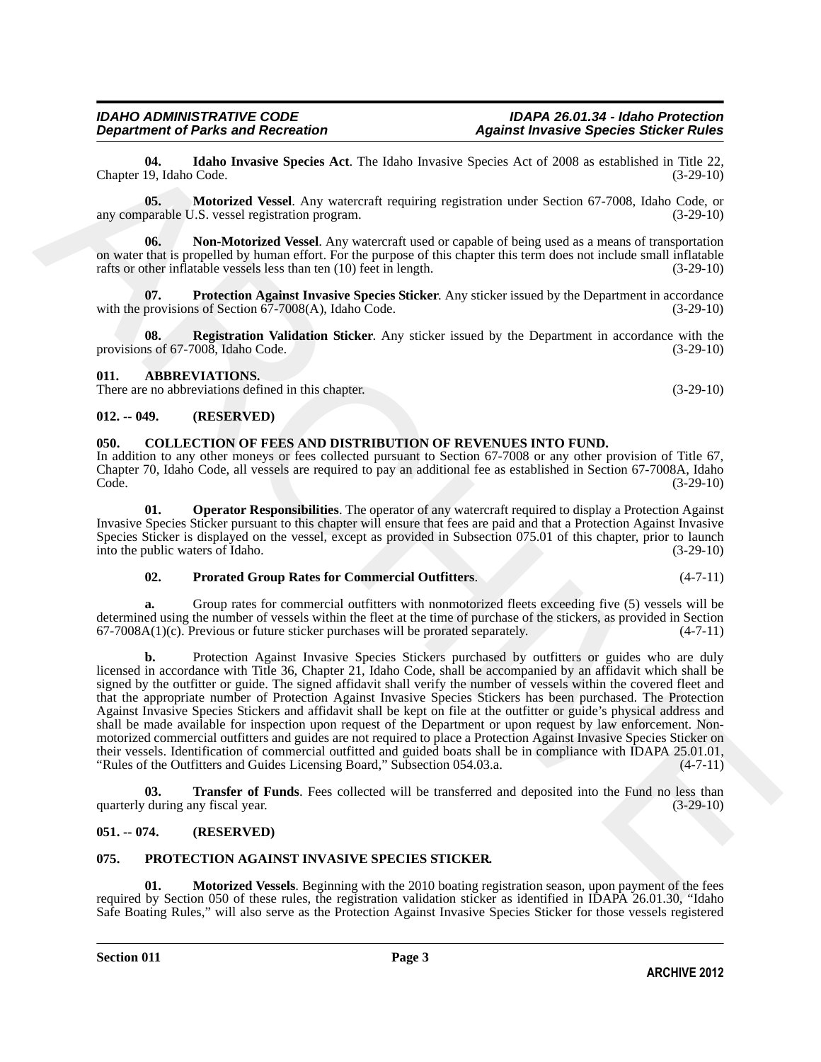**04. Idaho Invasive Species Act**. The Idaho Invasive Species Act of 2008 as established in Title 22, Chapter 19, Idaho Code. (3-29-10)

**05. Motorized Vessel**. Any watercraft requiring registration under Section 67-7008, Idaho Code, or any comparable U.S. vessel registration program. (3-29-10)

**06. Non-Motorized Vessel**. Any watercraft used or capable of being used as a means of transportation on water that is propelled by human effort. For the purpose of this chapter this term does not include small inflatable rafts or other inflatable vessels less than ten (10) feet in length. (3-29-10)

**07. Protection Against Invasive Species Sticker**. Any sticker issued by the Department in accordance with the provisions of Section 67-7008(A), Idaho Code. (3-29-10)

**08. Registration Validation Sticker**. Any sticker issued by the Department in accordance with the provisions of 67-7008, Idaho Code. (3-29-10)

## 011. ABBREVIATIONS.

There are no abbreviations defined in this chapter. (3-29-10)

## 012. -- 049. (RESERVED)

## 050. COLLECTION OF FEES AND DISTRIBUTION OF REVENUES INTO FUND.

In addition to any other moneys or fees collected pursuant to Section 67-7008 or any other provision of Title 67, Chapter 70, Idaho Code, all vessels are required to pay an additional fee as established in Section 67-7008A, Idaho Code. (3-29-10)

**01. Operator Responsibilities**. The operator of any watercraft required to display a Protection Against Invasive Species Sticker pursuant to this chapter will ensure that fees are paid and that a Protection Against Invasive Species Sticker is displayed on the vessel, except as provided in Subsection 075.01 of this chapter, prior to launch into the public waters of Idaho. (3-29-10)

**02. Prorated Group Rates for Commercial Outfitters**. (4-7-11)

**a.** Group rates for commercial outfitters with nonmotorized fleets exceeding five (5) vessels will be determined using the number of vessels within the fleet at the time of purchase of the stickers, as provided in Section 67-7008A(1)(c). Previous or future sticker purchases will be prorated separately. (4-7-11)

**b.** Protection Against Invasive Species Stickers purchased by outfitters or guides who are duly licensed in accordance with Title 36, Chapter 21, Idaho Code, shall be accompanied by an affidavit which shall be signed by the outfitter or guide. The signed affidavit shall verify the number of vessels within the covered fleet and that the appropriate number of Protection Against Invasive Species Stickers has been purchased. The Protection Against Invasive Species Stickers and affidavit shall be kept on file at the outfitter or guide's physical address and shall be made available for inspection upon request of the Department or upon request by law enforcement. Non-motorized commercial outfitters and guides are not required to place a Protection Against Invasive Species Sticker on their vessels. Identification of commercial outfitted and guided boats shall be in compliance with IDAPA 25.01.01, "Rules of the Outfitters and Guides Licensing Board," Subsection 054.03.a. (4-7-11)

**03. Transfer of Funds**. Fees collected will be transferred and deposited into the Fund no less than quarterly during any fiscal year. (3-29-10)

## 051. -- 074. (RESERVED)

## 075. PROTECTION AGAINST INVASIVE SPECIES STICKER.

**01. Motorized Vessels**. Beginning with the 2010 boating registration season, upon payment of the fees required by Section 050 of these rules, the registration validation sticker as identified in IDAPA 26.01.30, "Idaho Safe Boating Rules," will also serve as the Protection Against Invasive Species Sticker for those vessels registered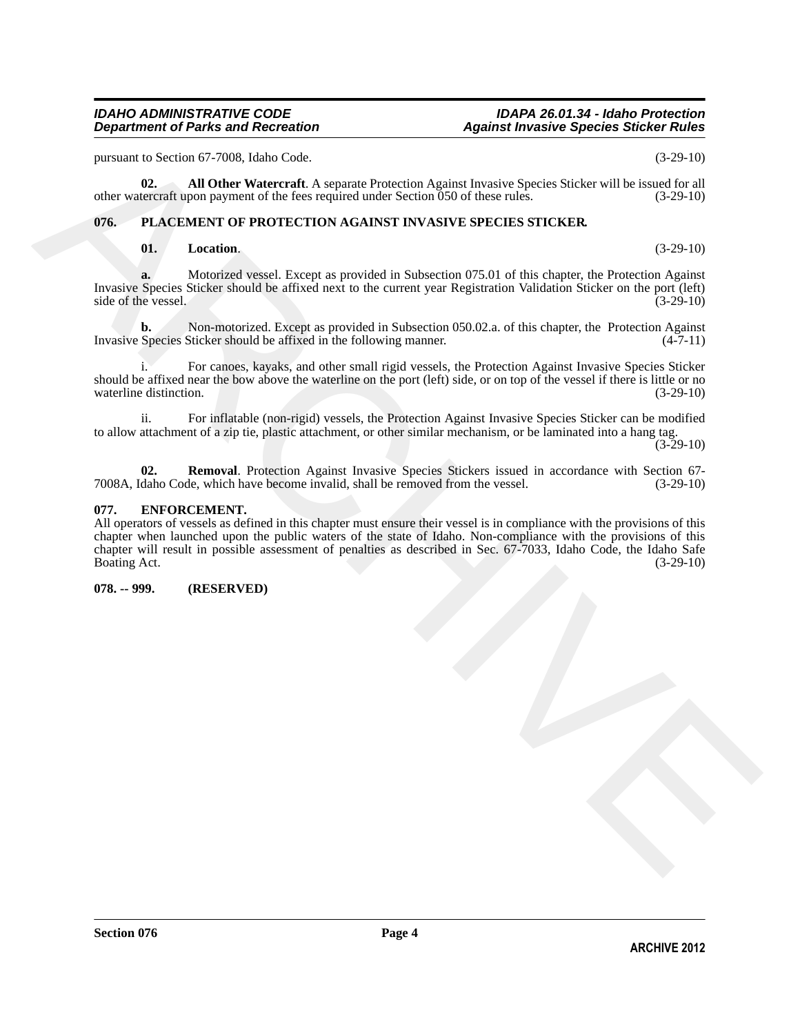pursuant to Section 67-7008, Idaho Code. (3-29-10)

**02. All Other Watercraft**. A separate Protection Against Invasive Species Sticker will be issued for all other watercraft upon payment of the fees required under Section 050 of these rules. (3-29-10)

## 076. PLACEMENT OF PROTECTION AGAINST INVASIVE SPECIES STICKER.

**01. Location**. (3-29-10)

**a.** Motorized vessel. Except as provided in Subsection 075.01 of this chapter, the Protection Against Invasive Species Sticker should be affixed next to the current year Registration Validation Sticker on the port (left) side of the vessel. (3-29-10)

**b.** Non-motorized. Except as provided in Subsection 050.02.a. of this chapter, the Protection Against Invasive Species Sticker should be affixed in the following manner. (4-7-11)

i. For canoes, kayaks, and other small rigid vessels, the Protection Against Invasive Species Sticker should be affixed near the bow above the waterline on the port (left) side, or on top of the vessel if there is little or no waterline distinction. (3-29-10)

ii. For inflatable (non-rigid) vessels, the Protection Against Invasive Species Sticker can be modified to allow attachment of a zip tie, plastic attachment, or other similar mechanism, or be laminated into a hang tag. (3-29-10)

**02. Removal**. Protection Against Invasive Species Stickers issued in accordance with Section 67-7008A, Idaho Code, which have become invalid, shall be removed from the vessel. (3-29-10)

## 077. ENFORCEMENT.

All operators of vessels as defined in this chapter must ensure their vessel is in compliance with the provisions of this chapter when launched upon the public waters of the state of Idaho. Non-compliance with the provisions of this chapter will result in possible assessment of penalties as described in Sec. 67-7033, Idaho Code, the Idaho Safe Boating Act. (3-29-10)

## 078. -- 999. (RESERVED)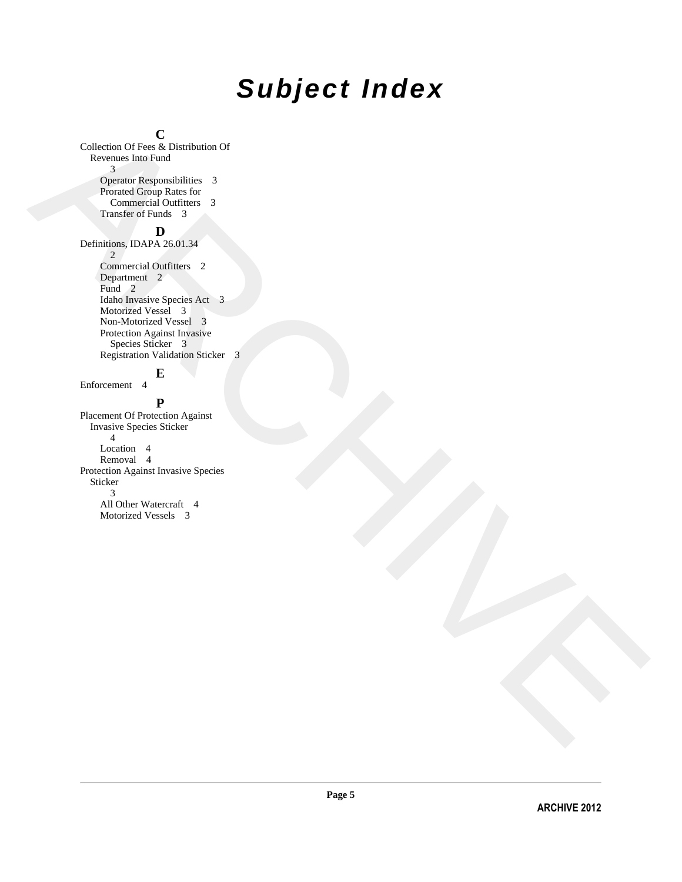# *Subject Index*

**C**

Collection Of Fees & Distribution Of Revenues Into Fund 3
- Operator Responsibilities 3
- Prorated Group Rates for Commercial Outfitters 3
- Transfer of Funds 3

**D**

Definitions, IDAPA 26.01.34 2
- Commercial Outfitters 2
- Department 2
- Fund 2
- Idaho Invasive Species Act 3
- Motorized Vessel 3
- Non-Motorized Vessel 3
- Protection Against Invasive Species Sticker 3
- Registration Validation Sticker 3

**E**

Enforcement 4

**P**

Placement Of Protection Against Invasive Species Sticker 4
- Location 4
- Removal 4

Protection Against Invasive Species Sticker 3
- All Other Watercraft 4
- Motorized Vessels 3